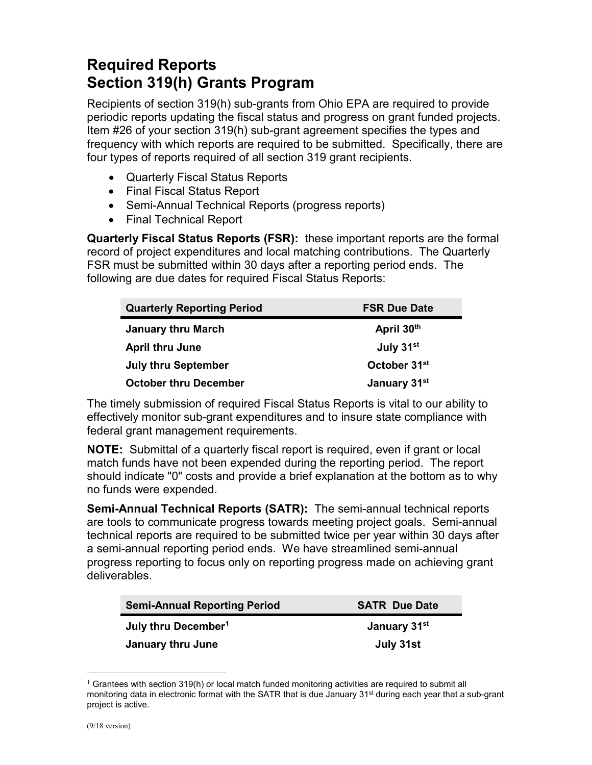# Required Reports
# Section 319(h) Grants Program

Recipients of section 319(h) sub-grants from Ohio EPA are required to provide periodic reports updating the fiscal status and progress on grant funded projects. Item #26 of your section 319(h) sub-grant agreement specifies the types and frequency with which reports are required to be submitted. Specifically, there are four types of reports required of all section 319 grant recipients.

- Quarterly Fiscal Status Reports
- Final Fiscal Status Report
- Semi-Annual Technical Reports (progress reports)
- Final Technical Report

**Quarterly Fiscal Status Reports (FSR):** these important reports are the formal record of project expenditures and local matching contributions. The Quarterly FSR must be submitted within 30 days after a reporting period ends. The following are due dates for required Fiscal Status Reports:

| Quarterly Reporting Period | FSR Due Date |
|---|---|
| **January thru March** | **April 30th** |
| **April thru June** | **July 31st** |
| **July thru September** | **October 31st** |
| **October thru December** | **January 31st** |

The timely submission of required Fiscal Status Reports is vital to our ability to effectively monitor sub-grant expenditures and to insure state compliance with federal grant management requirements.

**NOTE:** Submittal of a quarterly fiscal report is required, even if grant or local match funds have not been expended during the reporting period. The report should indicate "0" costs and provide a brief explanation at the bottom as to why no funds were expended.

**Semi-Annual Technical Reports (SATR):** The semi-annual technical reports are tools to communicate progress towards meeting project goals. Semi-annual technical reports are required to be submitted twice per year within 30 days after a semi-annual reporting period ends. We have streamlined semi-annual progress reporting to focus only on reporting progress made on achieving grant deliverables.

| Semi-Annual Reporting Period | SATR Due Date |
|---|---|
| **July thru December[1]** | **January 31st** |
| **January thru June** | **July 31st** |

[1] Grantees with section 319(h) or local match funded monitoring activities are required to submit all monitoring data in electronic format with the SATR that is due January 31st during each year that a sub-grant project is active.

(9/18 version)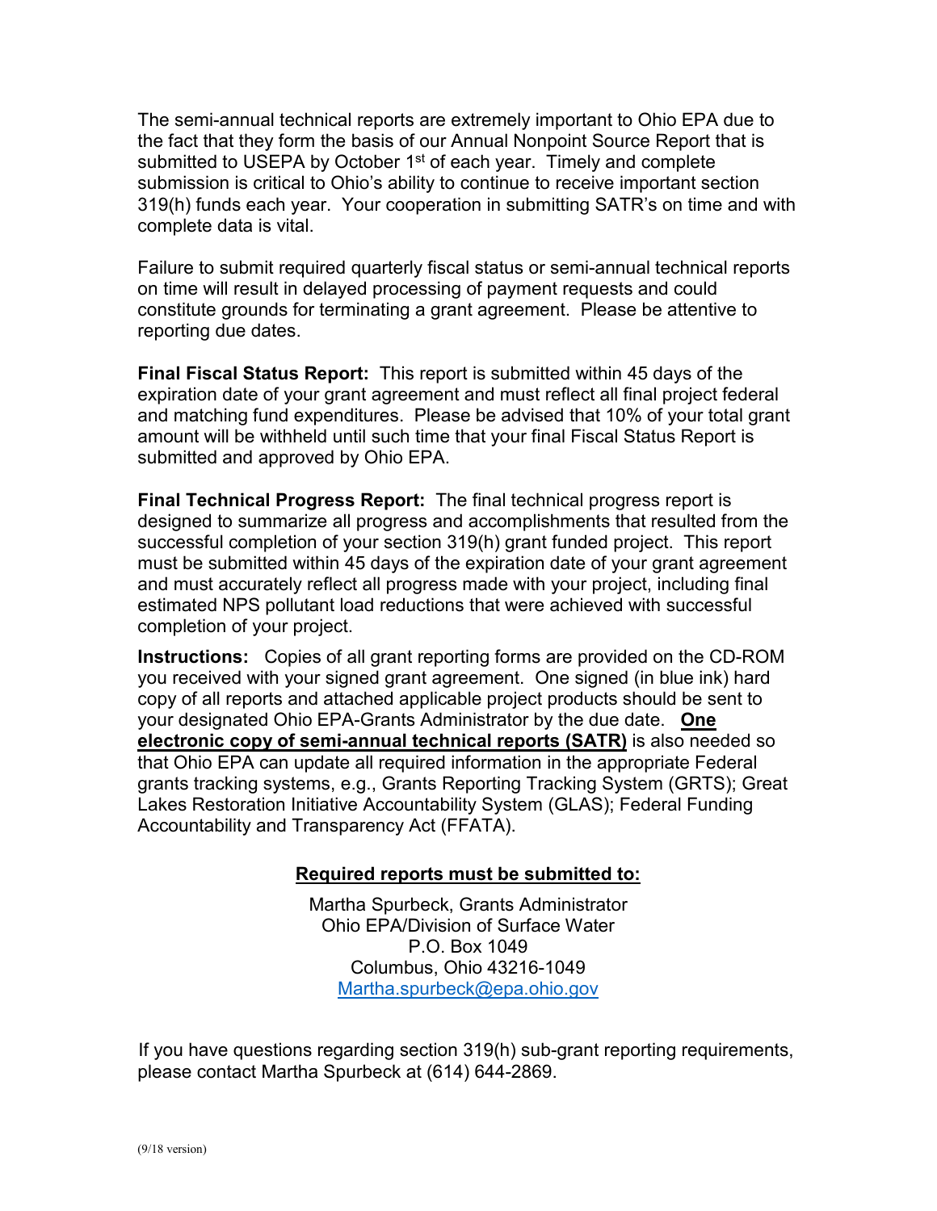The semi-annual technical reports are extremely important to Ohio EPA due to the fact that they form the basis of our Annual Nonpoint Source Report that is submitted to USEPA by October 1st of each year. Timely and complete submission is critical to Ohio's ability to continue to receive important section 319(h) funds each year. Your cooperation in submitting SATR's on time and with complete data is vital.

Failure to submit required quarterly fiscal status or semi-annual technical reports on time will result in delayed processing of payment requests and could constitute grounds for terminating a grant agreement. Please be attentive to reporting due dates.

**Final Fiscal Status Report:** This report is submitted within 45 days of the expiration date of your grant agreement and must reflect all final project federal and matching fund expenditures. Please be advised that 10% of your total grant amount will be withheld until such time that your final Fiscal Status Report is submitted and approved by Ohio EPA.

**Final Technical Progress Report:** The final technical progress report is designed to summarize all progress and accomplishments that resulted from the successful completion of your section 319(h) grant funded project. This report must be submitted within 45 days of the expiration date of your grant agreement and must accurately reflect all progress made with your project, including final estimated NPS pollutant load reductions that were achieved with successful completion of your project.

**Instructions:** Copies of all grant reporting forms are provided on the CD-ROM you received with your signed grant agreement. One signed (in blue ink) hard copy of all reports and attached applicable project products should be sent to your designated Ohio EPA-Grants Administrator by the due date. **One electronic copy of semi-annual technical reports (SATR)** is also needed so that Ohio EPA can update all required information in the appropriate Federal grants tracking systems, e.g., Grants Reporting Tracking System (GRTS); Great Lakes Restoration Initiative Accountability System (GLAS); Federal Funding Accountability and Transparency Act (FFATA).

**Required reports must be submitted to:**

Martha Spurbeck, Grants Administrator
Ohio EPA/Division of Surface Water
P.O. Box 1049
Columbus, Ohio 43216-1049
Martha.spurbeck@epa.ohio.gov

If you have questions regarding section 319(h) sub-grant reporting requirements, please contact Martha Spurbeck at (614) 644-2869.

(9/18 version)